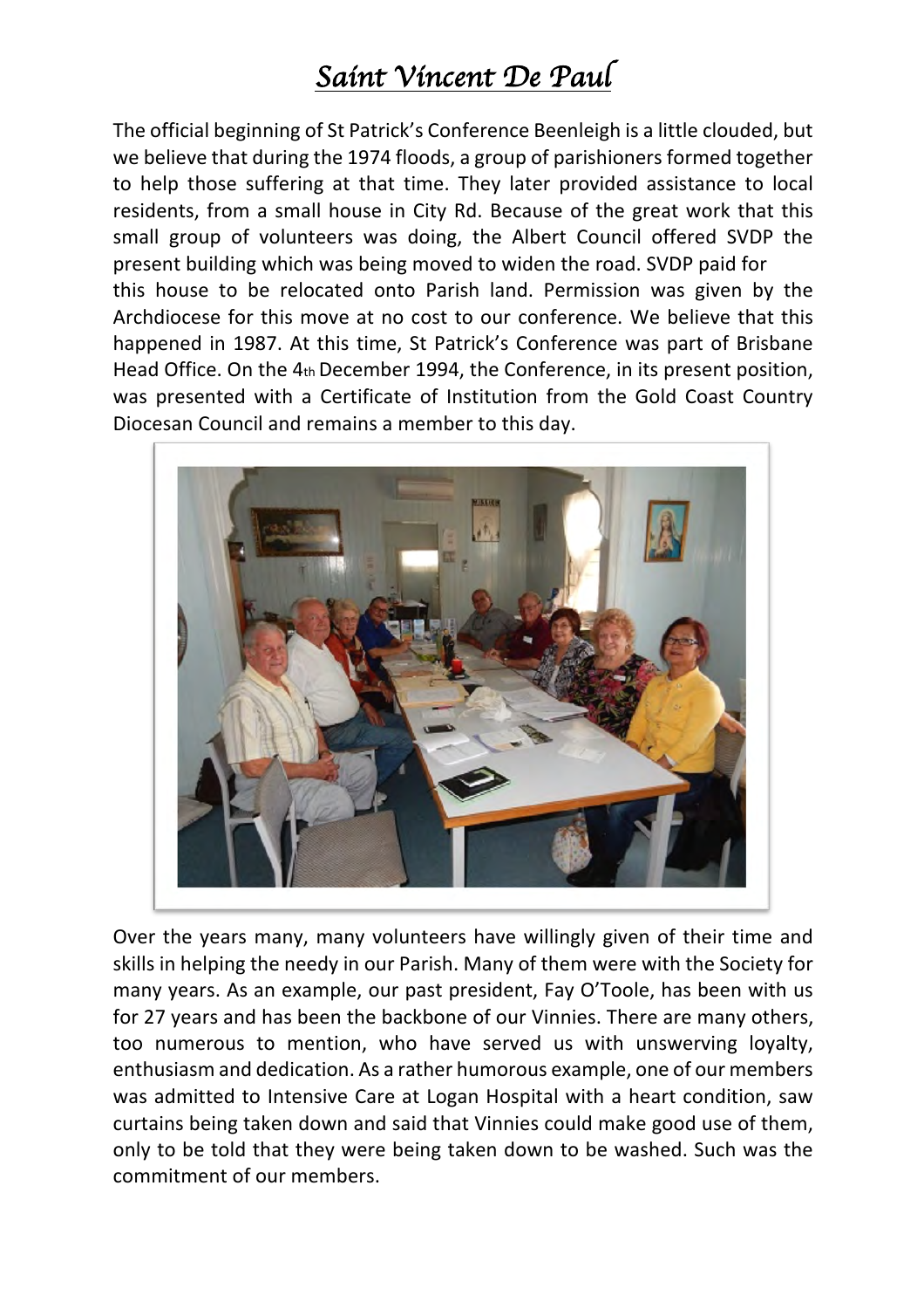# *Saint Vincent De Paul*

The official beginning of St Patrick's Conference Beenleigh is a little clouded, but we believe that during the 1974 floods, a group of parishioners formed together to help those suffering at that time. They later provided assistance to local residents, from a small house in City Rd. Because of the great work that this small group of volunteers was doing, the Albert Council offered SVDP the present building which was being moved to widen the road. SVDP paid for this house to be relocated onto Parish land. Permission was given by the Archdiocese for this move at no cost to our conference. We believe that this happened in 1987. At this time, St Patrick's Conference was part of Brisbane Head Office. On the 4th December 1994, the Conference, in its present position, was presented with a Certificate of Institution from the Gold Coast Country Diocesan Council and remains a member to this day.

Over the years many, many volunteers have willingly given of their time and skills in helping the needy in our Parish. Many of them were with the Society for many years. As an example, our past president, Fay O'Toole, has been with us for 27 years and has been the backbone of our Vinnies. There are many others, too numerous to mention, who have served us with unswerving loyalty, enthusiasm and dedication. As a rather humorous example, one of our members was admitted to Intensive Care at Logan Hospital with a heart condition, saw curtains being taken down and said that Vinnies could make good use of them, only to be told that they were being taken down to be washed. Such was the commitment of our members.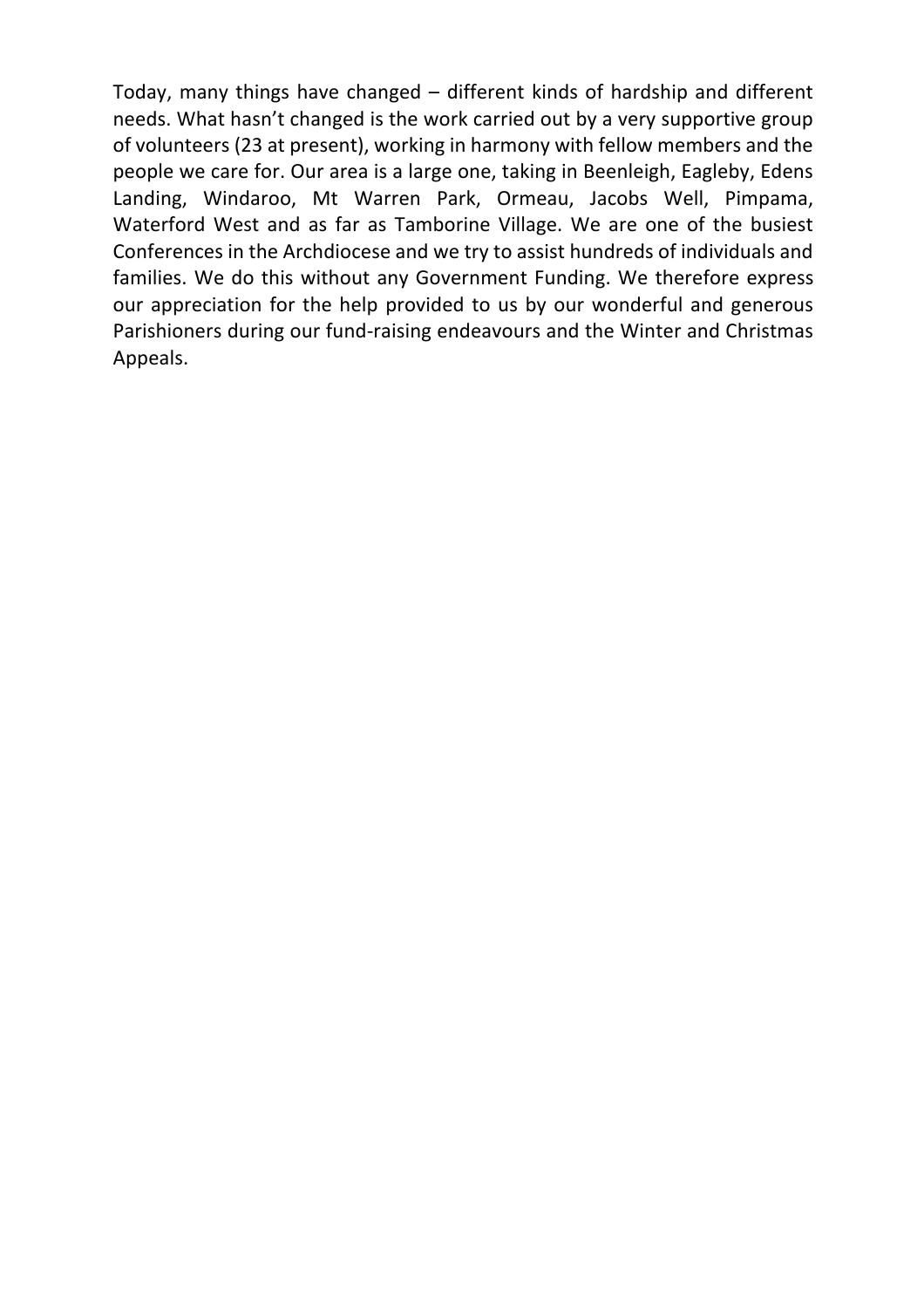Today, many things have changed – different kinds of hardship and different needs. What hasn't changed is the work carried out by a very supportive group of volunteers (23 at present), working in harmony with fellow members and the people we care for. Our area is a large one, taking in Beenleigh, Eagleby, Edens Landing, Windaroo, Mt Warren Park, Ormeau, Jacobs Well, Pimpama, Waterford West and as far as Tamborine Village. We are one of the busiest Conferences in the Archdiocese and we try to assist hundreds of individuals and families. We do this without any Government Funding. We therefore express our appreciation for the help provided to us by our wonderful and generous Parishioners during our fund-raising endeavours and the Winter and Christmas Appeals.